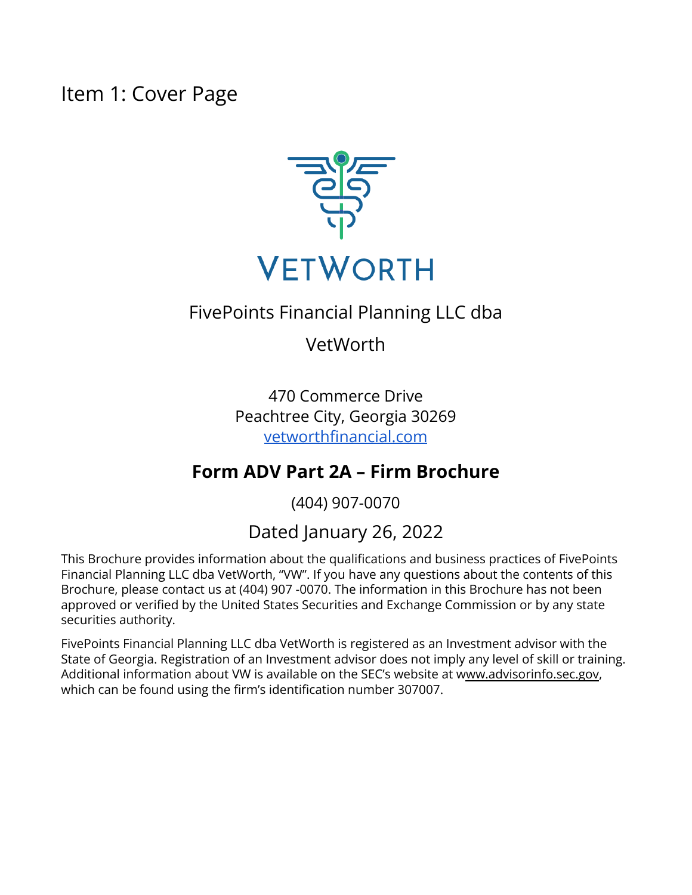# Item 1: Cover Page

VetWorth

FivePoints Financial Planning LLC dba

VetWorth

470 Commerce Drive
Peachtree City, Georgia 30269
vetworthfinancial.com

## Form ADV Part 2A – Firm Brochure

(404) 907-0070

Dated January 26, 2022

This Brochure provides information about the qualifications and business practices of FivePoints Financial Planning LLC dba VetWorth, "VW". If you have any questions about the contents of this Brochure, please contact us at (404) 907 -0070. The information in this Brochure has not been approved or verified by the United States Securities and Exchange Commission or by any state securities authority.

FivePoints Financial Planning LLC dba VetWorth is registered as an Investment advisor with the State of Georgia. Registration of an Investment advisor does not imply any level of skill or training. Additional information about VW is available on the SEC's website at www.advisorinfo.sec.gov, which can be found using the firm's identification number 307007.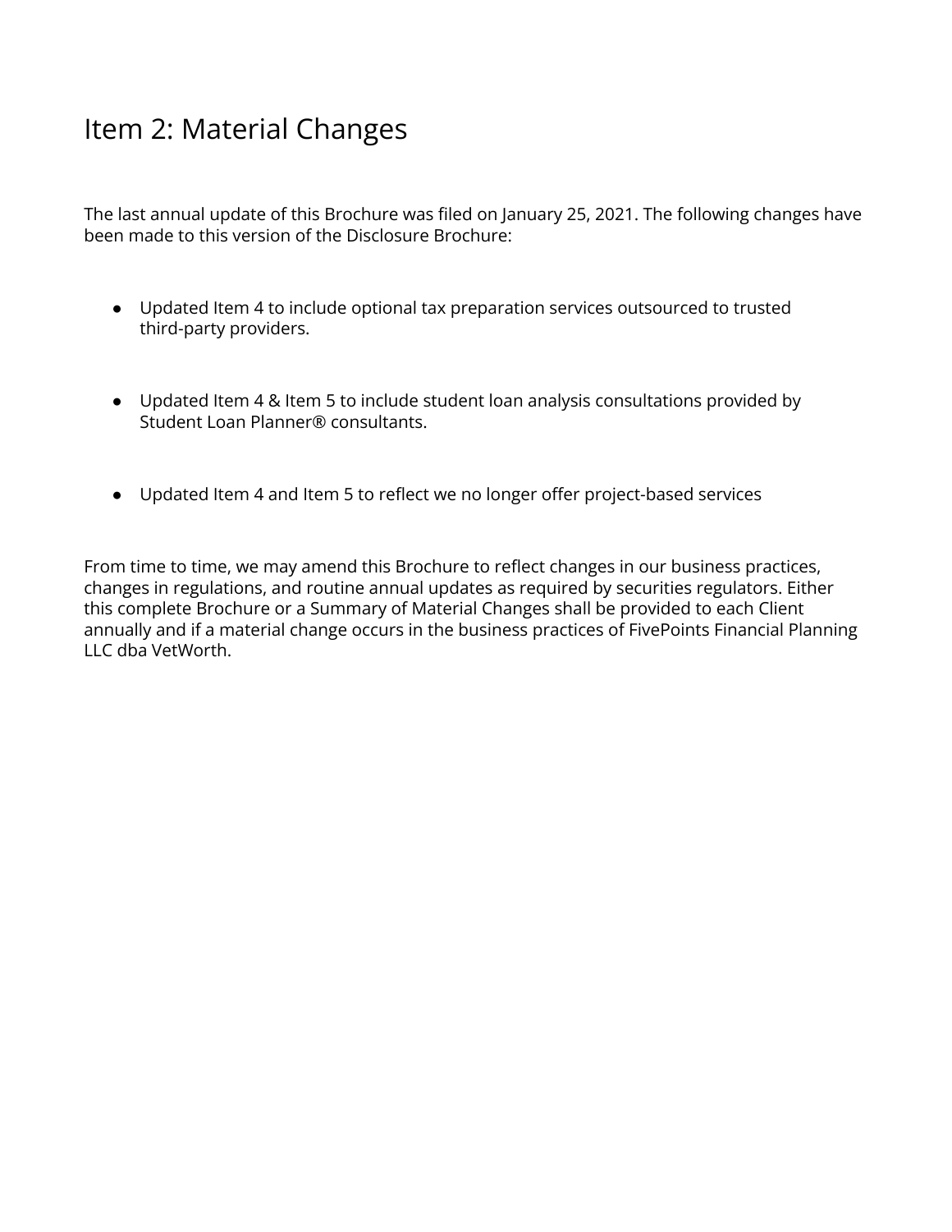# Item 2: Material Changes

The last annual update of this Brochure was filed on January 25, 2021. The following changes have been made to this version of the Disclosure Brochure:

- Updated Item 4 to include optional tax preparation services outsourced to trusted third-party providers.
- Updated Item 4 & Item 5 to include student loan analysis consultations provided by Student Loan Planner® consultants.
- Updated Item 4 and Item 5 to reflect we no longer offer project-based services

From time to time, we may amend this Brochure to reflect changes in our business practices, changes in regulations, and routine annual updates as required by securities regulators. Either this complete Brochure or a Summary of Material Changes shall be provided to each Client annually and if a material change occurs in the business practices of FivePoints Financial Planning LLC dba VetWorth.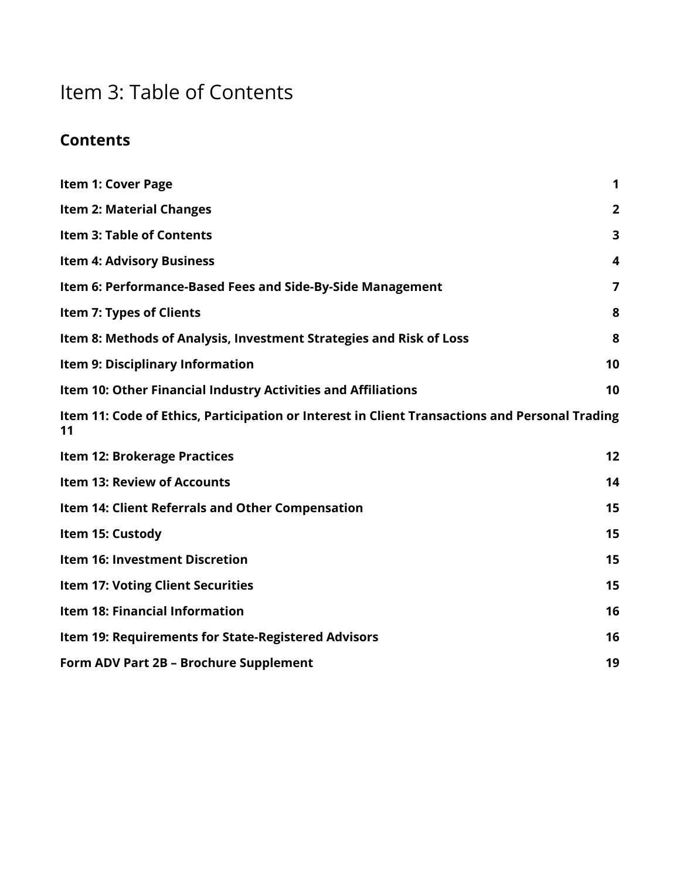# Item 3: Table of Contents

## Contents

| | |
|---|---|
| **Item 1: Cover Page** | **1** |
| **Item 2: Material Changes** | **2** |
| **Item 3: Table of Contents** | **3** |
| **Item 4: Advisory Business** | **4** |
| **Item 6: Performance-Based Fees and Side-By-Side Management** | **7** |
| **Item 7: Types of Clients** | **8** |
| **Item 8: Methods of Analysis, Investment Strategies and Risk of Loss** | **8** |
| **Item 9: Disciplinary Information** | **10** |
| **Item 10: Other Financial Industry Activities and Affiliations** | **10** |
| **Item 11: Code of Ethics, Participation or Interest in Client Transactions and Personal Trading** | **11** |
| **Item 12: Brokerage Practices** | **12** |
| **Item 13: Review of Accounts** | **14** |
| **Item 14: Client Referrals and Other Compensation** | **15** |
| **Item 15: Custody** | **15** |
| **Item 16: Investment Discretion** | **15** |
| **Item 17: Voting Client Securities** | **15** |
| **Item 18: Financial Information** | **16** |
| **Item 19: Requirements for State-Registered Advisors** | **16** |
| **Form ADV Part 2B – Brochure Supplement** | **19** |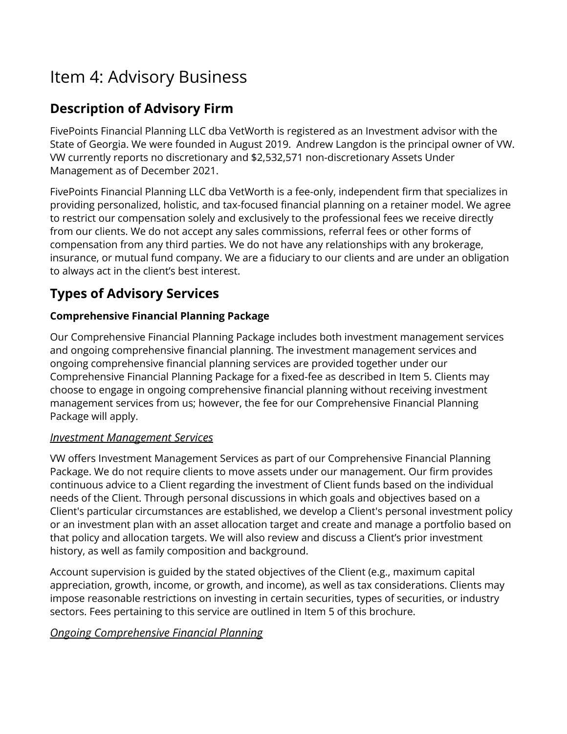# Item 4: Advisory Business

## Description of Advisory Firm

FivePoints Financial Planning LLC dba VetWorth is registered as an Investment advisor with the State of Georgia. We were founded in August 2019. Andrew Langdon is the principal owner of VW. VW currently reports no discretionary and $2,532,571 non-discretionary Assets Under Management as of December 2021.

FivePoints Financial Planning LLC dba VetWorth is a fee-only, independent firm that specializes in providing personalized, holistic, and tax-focused financial planning on a retainer model. We agree to restrict our compensation solely and exclusively to the professional fees we receive directly from our clients. We do not accept any sales commissions, referral fees or other forms of compensation from any third parties. We do not have any relationships with any brokerage, insurance, or mutual fund company. We are a fiduciary to our clients and are under an obligation to always act in the client's best interest.

## Types of Advisory Services

### Comprehensive Financial Planning Package

Our Comprehensive Financial Planning Package includes both investment management services and ongoing comprehensive financial planning. The investment management services and ongoing comprehensive financial planning services are provided together under our Comprehensive Financial Planning Package for a fixed-fee as described in Item 5. Clients may choose to engage in ongoing comprehensive financial planning without receiving investment management services from us; however, the fee for our Comprehensive Financial Planning Package will apply.

#### *Investment Management Services*

VW offers Investment Management Services as part of our Comprehensive Financial Planning Package. We do not require clients to move assets under our management. Our firm provides continuous advice to a Client regarding the investment of Client funds based on the individual needs of the Client. Through personal discussions in which goals and objectives based on a Client's particular circumstances are established, we develop a Client's personal investment policy or an investment plan with an asset allocation target and create and manage a portfolio based on that policy and allocation targets. We will also review and discuss a Client's prior investment history, as well as family composition and background.

Account supervision is guided by the stated objectives of the Client (e.g., maximum capital appreciation, growth, income, or growth, and income), as well as tax considerations. Clients may impose reasonable restrictions on investing in certain securities, types of securities, or industry sectors. Fees pertaining to this service are outlined in Item 5 of this brochure.

#### *Ongoing Comprehensive Financial Planning*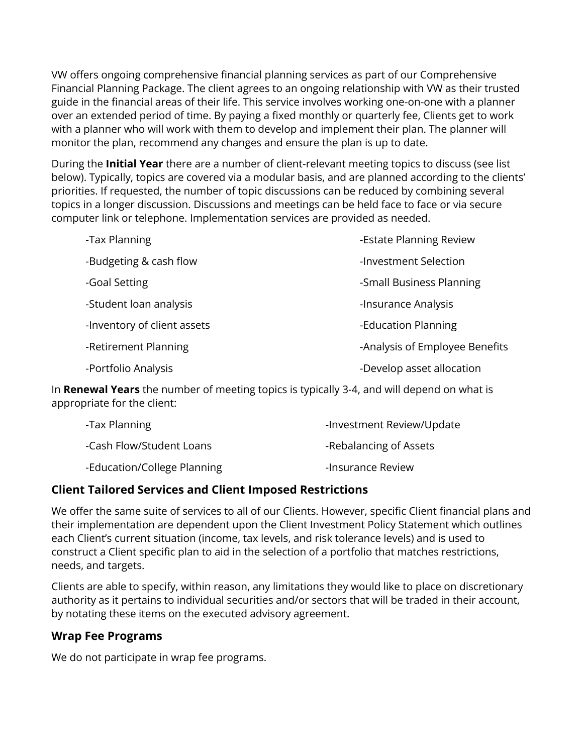VW offers ongoing comprehensive financial planning services as part of our Comprehensive Financial Planning Package. The client agrees to an ongoing relationship with VW as their trusted guide in the financial areas of their life. This service involves working one-on-one with a planner over an extended period of time. By paying a fixed monthly or quarterly fee, Clients get to work with a planner who will work with them to develop and implement their plan. The planner will monitor the plan, recommend any changes and ensure the plan is up to date.

During the **Initial Year** there are a number of client-relevant meeting topics to discuss (see list below). Typically, topics are covered via a modular basis, and are planned according to the clients' priorities. If requested, the number of topic discussions can be reduced by combining several topics in a longer discussion. Discussions and meetings can be held face to face or via secure computer link or telephone. Implementation services are provided as needed.

- -Tax Planning
- -Budgeting & cash flow
- -Goal Setting
- -Student loan analysis
- -Inventory of client assets
- -Retirement Planning
- -Portfolio Analysis
- -Estate Planning Review
- -Investment Selection
- -Small Business Planning
- -Insurance Analysis
- -Education Planning
- -Analysis of Employee Benefits
- -Develop asset allocation

In **Renewal Years** the number of meeting topics is typically 3-4, and will depend on what is appropriate for the client:

- -Tax Planning
- -Cash Flow/Student Loans
- -Education/College Planning
- -Investment Review/Update
- -Rebalancing of Assets
- -Insurance Review

## Client Tailored Services and Client Imposed Restrictions

We offer the same suite of services to all of our Clients. However, specific Client financial plans and their implementation are dependent upon the Client Investment Policy Statement which outlines each Client's current situation (income, tax levels, and risk tolerance levels) and is used to construct a Client specific plan to aid in the selection of a portfolio that matches restrictions, needs, and targets.

Clients are able to specify, within reason, any limitations they would like to place on discretionary authority as it pertains to individual securities and/or sectors that will be traded in their account, by notating these items on the executed advisory agreement.

## Wrap Fee Programs

We do not participate in wrap fee programs.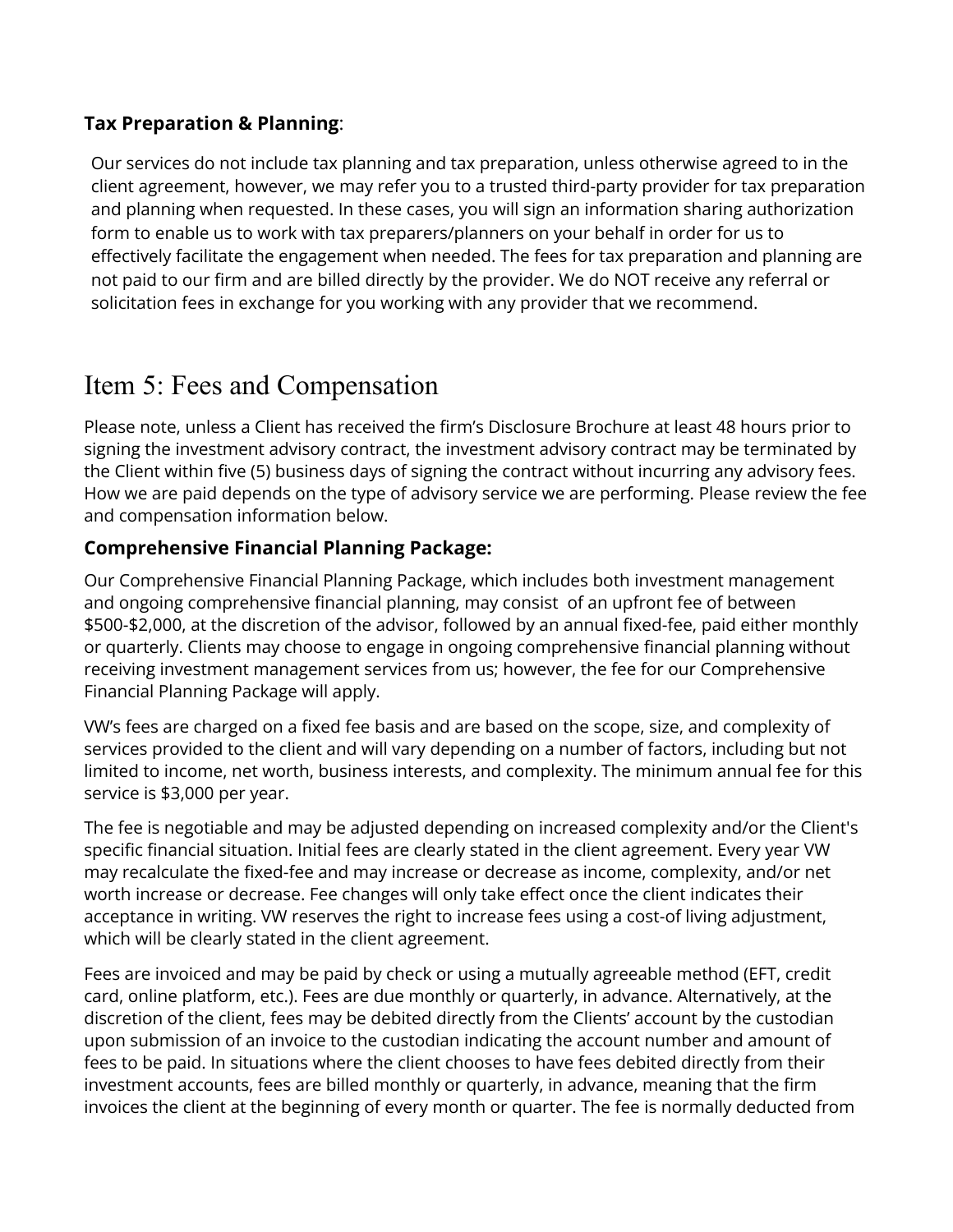**Tax Preparation & Planning**:

Our services do not include tax planning and tax preparation, unless otherwise agreed to in the client agreement, however, we may refer you to a trusted third-party provider for tax preparation and planning when requested. In these cases, you will sign an information sharing authorization form to enable us to work with tax preparers/planners on your behalf in order for us to effectively facilitate the engagement when needed. The fees for tax preparation and planning are not paid to our firm and are billed directly by the provider. We do NOT receive any referral or solicitation fees in exchange for you working with any provider that we recommend.

# Item 5: Fees and Compensation

Please note, unless a Client has received the firm's Disclosure Brochure at least 48 hours prior to signing the investment advisory contract, the investment advisory contract may be terminated by the Client within five (5) business days of signing the contract without incurring any advisory fees. How we are paid depends on the type of advisory service we are performing. Please review the fee and compensation information below.

### Comprehensive Financial Planning Package:

Our Comprehensive Financial Planning Package, which includes both investment management and ongoing comprehensive financial planning, may consist of an upfront fee of between $500-$2,000, at the discretion of the advisor, followed by an annual fixed-fee, paid either monthly or quarterly. Clients may choose to engage in ongoing comprehensive financial planning without receiving investment management services from us; however, the fee for our Comprehensive Financial Planning Package will apply.

VW's fees are charged on a fixed fee basis and are based on the scope, size, and complexity of services provided to the client and will vary depending on a number of factors, including but not limited to income, net worth, business interests, and complexity. The minimum annual fee for this service is $3,000 per year.

The fee is negotiable and may be adjusted depending on increased complexity and/or the Client's specific financial situation. Initial fees are clearly stated in the client agreement. Every year VW may recalculate the fixed-fee and may increase or decrease as income, complexity, and/or net worth increase or decrease. Fee changes will only take effect once the client indicates their acceptance in writing. VW reserves the right to increase fees using a cost-of living adjustment, which will be clearly stated in the client agreement.

Fees are invoiced and may be paid by check or using a mutually agreeable method (EFT, credit card, online platform, etc.). Fees are due monthly or quarterly, in advance. Alternatively, at the discretion of the client, fees may be debited directly from the Clients' account by the custodian upon submission of an invoice to the custodian indicating the account number and amount of fees to be paid. In situations where the client chooses to have fees debited directly from their investment accounts, fees are billed monthly or quarterly, in advance, meaning that the firm invoices the client at the beginning of every month or quarter. The fee is normally deducted from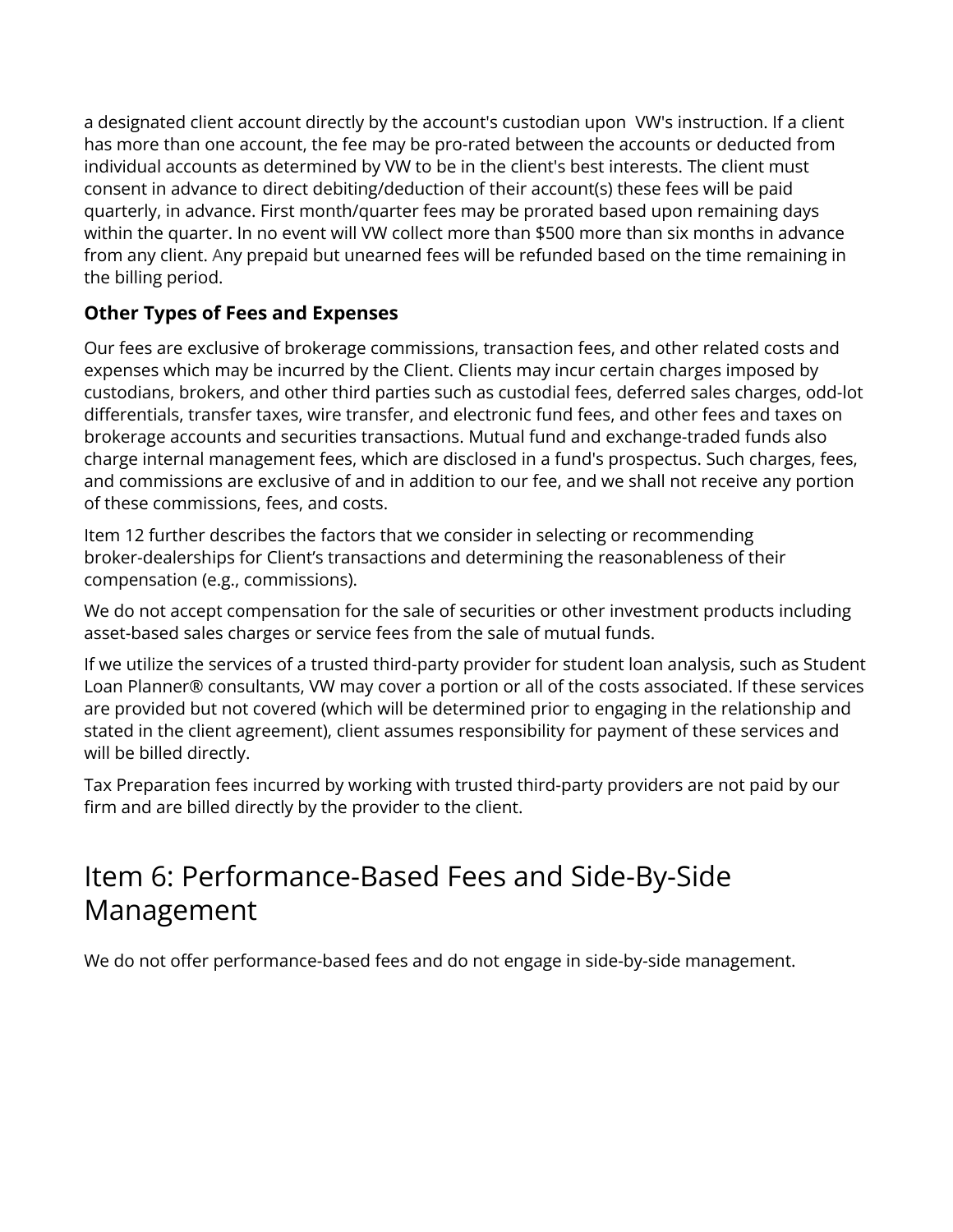a designated client account directly by the account's custodian upon VW's instruction. If a client has more than one account, the fee may be pro-rated between the accounts or deducted from individual accounts as determined by VW to be in the client's best interests. The client must consent in advance to direct debiting/deduction of their account(s) these fees will be paid quarterly, in advance. First month/quarter fees may be prorated based upon remaining days within the quarter. In no event will VW collect more than $500 more than six months in advance from any client. Any prepaid but unearned fees will be refunded based on the time remaining in the billing period.

### Other Types of Fees and Expenses

Our fees are exclusive of brokerage commissions, transaction fees, and other related costs and expenses which may be incurred by the Client. Clients may incur certain charges imposed by custodians, brokers, and other third parties such as custodial fees, deferred sales charges, odd-lot differentials, transfer taxes, wire transfer, and electronic fund fees, and other fees and taxes on brokerage accounts and securities transactions. Mutual fund and exchange-traded funds also charge internal management fees, which are disclosed in a fund's prospectus. Such charges, fees, and commissions are exclusive of and in addition to our fee, and we shall not receive any portion of these commissions, fees, and costs.

Item 12 further describes the factors that we consider in selecting or recommending broker-dealerships for Client's transactions and determining the reasonableness of their compensation (e.g., commissions).

We do not accept compensation for the sale of securities or other investment products including asset-based sales charges or service fees from the sale of mutual funds.

If we utilize the services of a trusted third-party provider for student loan analysis, such as Student Loan Planner® consultants, VW may cover a portion or all of the costs associated. If these services are provided but not covered (which will be determined prior to engaging in the relationship and stated in the client agreement), client assumes responsibility for payment of these services and will be billed directly.

Tax Preparation fees incurred by working with trusted third-party providers are not paid by our firm and are billed directly by the provider to the client.

## Item 6: Performance-Based Fees and Side-By-Side Management

We do not offer performance-based fees and do not engage in side-by-side management.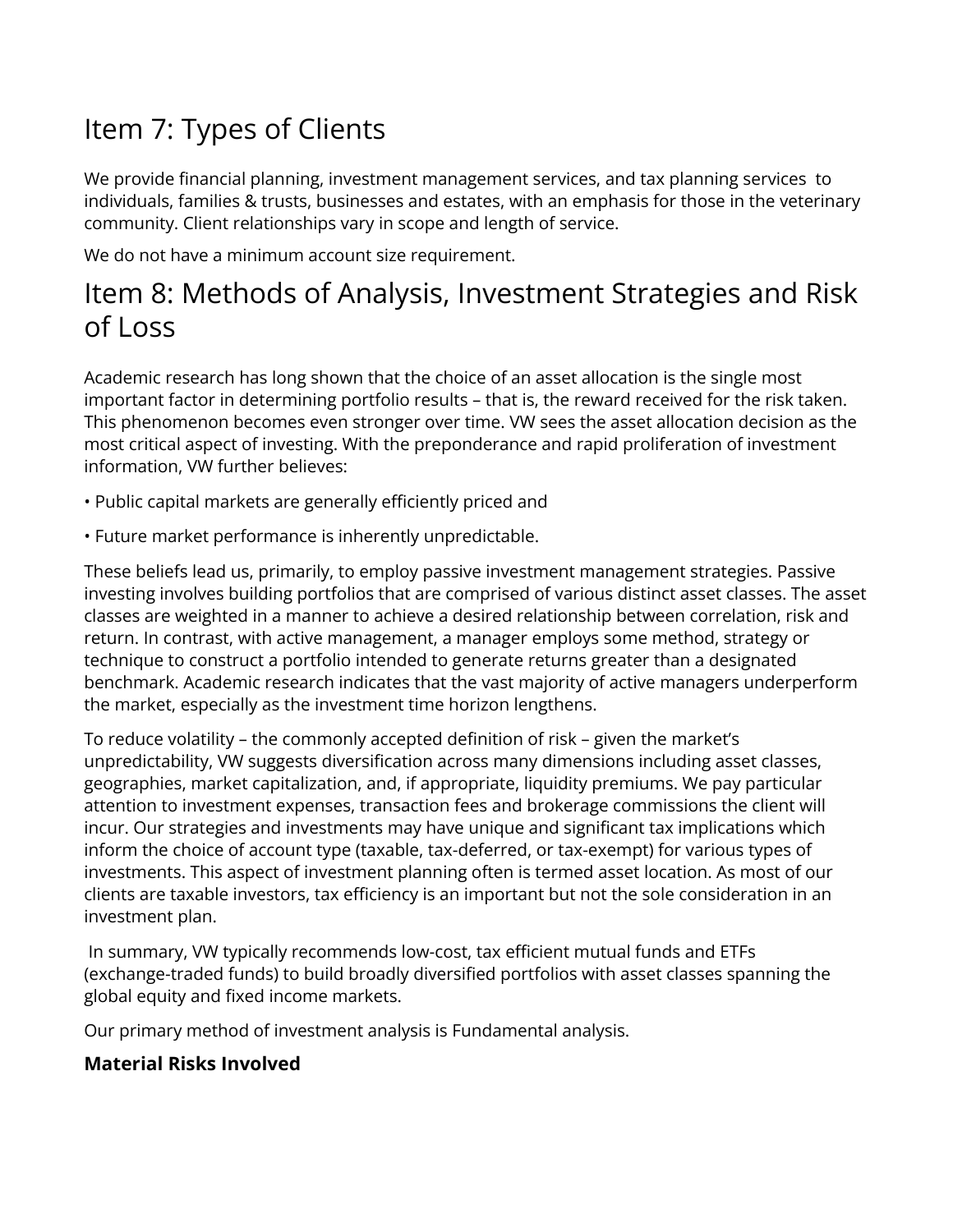# Item 7: Types of Clients

We provide financial planning, investment management services, and tax planning services to individuals, families & trusts, businesses and estates, with an emphasis for those in the veterinary community. Client relationships vary in scope and length of service.

We do not have a minimum account size requirement.

# Item 8: Methods of Analysis, Investment Strategies and Risk of Loss

Academic research has long shown that the choice of an asset allocation is the single most important factor in determining portfolio results – that is, the reward received for the risk taken. This phenomenon becomes even stronger over time. VW sees the asset allocation decision as the most critical aspect of investing. With the preponderance and rapid proliferation of investment information, VW further believes:

• Public capital markets are generally efficiently priced and

• Future market performance is inherently unpredictable.

These beliefs lead us, primarily, to employ passive investment management strategies. Passive investing involves building portfolios that are comprised of various distinct asset classes. The asset classes are weighted in a manner to achieve a desired relationship between correlation, risk and return. In contrast, with active management, a manager employs some method, strategy or technique to construct a portfolio intended to generate returns greater than a designated benchmark. Academic research indicates that the vast majority of active managers underperform the market, especially as the investment time horizon lengthens.

To reduce volatility – the commonly accepted definition of risk – given the market's unpredictability, VW suggests diversification across many dimensions including asset classes, geographies, market capitalization, and, if appropriate, liquidity premiums. We pay particular attention to investment expenses, transaction fees and brokerage commissions the client will incur. Our strategies and investments may have unique and significant tax implications which inform the choice of account type (taxable, tax-deferred, or tax-exempt) for various types of investments. This aspect of investment planning often is termed asset location. As most of our clients are taxable investors, tax efficiency is an important but not the sole consideration in an investment plan.

In summary, VW typically recommends low-cost, tax efficient mutual funds and ETFs (exchange-traded funds) to build broadly diversified portfolios with asset classes spanning the global equity and fixed income markets.

Our primary method of investment analysis is Fundamental analysis.

### Material Risks Involved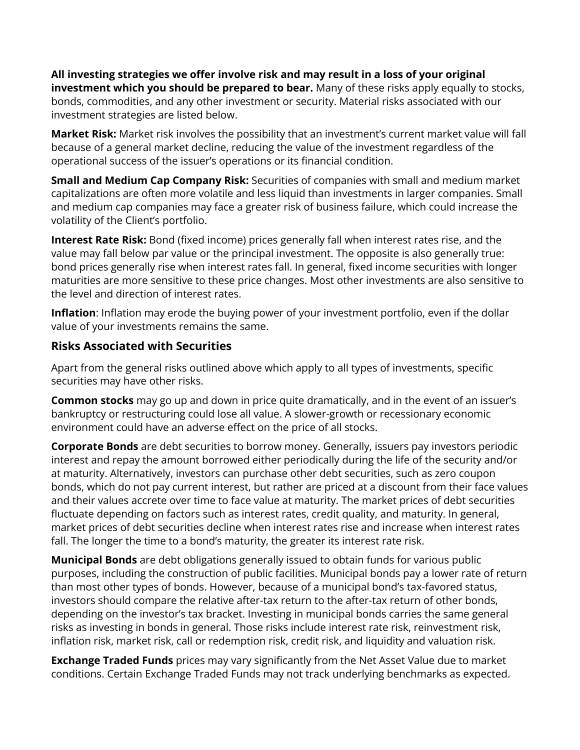**All investing strategies we offer involve risk and may result in a loss of your original investment which you should be prepared to bear.** Many of these risks apply equally to stocks, bonds, commodities, and any other investment or security. Material risks associated with our investment strategies are listed below.

**Market Risk:** Market risk involves the possibility that an investment's current market value will fall because of a general market decline, reducing the value of the investment regardless of the operational success of the issuer's operations or its financial condition.

**Small and Medium Cap Company Risk:** Securities of companies with small and medium market capitalizations are often more volatile and less liquid than investments in larger companies. Small and medium cap companies may face a greater risk of business failure, which could increase the volatility of the Client's portfolio.

**Interest Rate Risk:** Bond (fixed income) prices generally fall when interest rates rise, and the value may fall below par value or the principal investment. The opposite is also generally true: bond prices generally rise when interest rates fall. In general, fixed income securities with longer maturities are more sensitive to these price changes. Most other investments are also sensitive to the level and direction of interest rates.

**Inflation**: Inflation may erode the buying power of your investment portfolio, even if the dollar value of your investments remains the same.

## Risks Associated with Securities

Apart from the general risks outlined above which apply to all types of investments, specific securities may have other risks.

**Common stocks** may go up and down in price quite dramatically, and in the event of an issuer's bankruptcy or restructuring could lose all value. A slower-growth or recessionary economic environment could have an adverse effect on the price of all stocks.

**Corporate Bonds** are debt securities to borrow money. Generally, issuers pay investors periodic interest and repay the amount borrowed either periodically during the life of the security and/or at maturity. Alternatively, investors can purchase other debt securities, such as zero coupon bonds, which do not pay current interest, but rather are priced at a discount from their face values and their values accrete over time to face value at maturity. The market prices of debt securities fluctuate depending on factors such as interest rates, credit quality, and maturity. In general, market prices of debt securities decline when interest rates rise and increase when interest rates fall. The longer the time to a bond's maturity, the greater its interest rate risk.

**Municipal Bonds** are debt obligations generally issued to obtain funds for various public purposes, including the construction of public facilities. Municipal bonds pay a lower rate of return than most other types of bonds. However, because of a municipal bond's tax-favored status, investors should compare the relative after-tax return to the after-tax return of other bonds, depending on the investor's tax bracket. Investing in municipal bonds carries the same general risks as investing in bonds in general. Those risks include interest rate risk, reinvestment risk, inflation risk, market risk, call or redemption risk, credit risk, and liquidity and valuation risk.

**Exchange Traded Funds** prices may vary significantly from the Net Asset Value due to market conditions. Certain Exchange Traded Funds may not track underlying benchmarks as expected.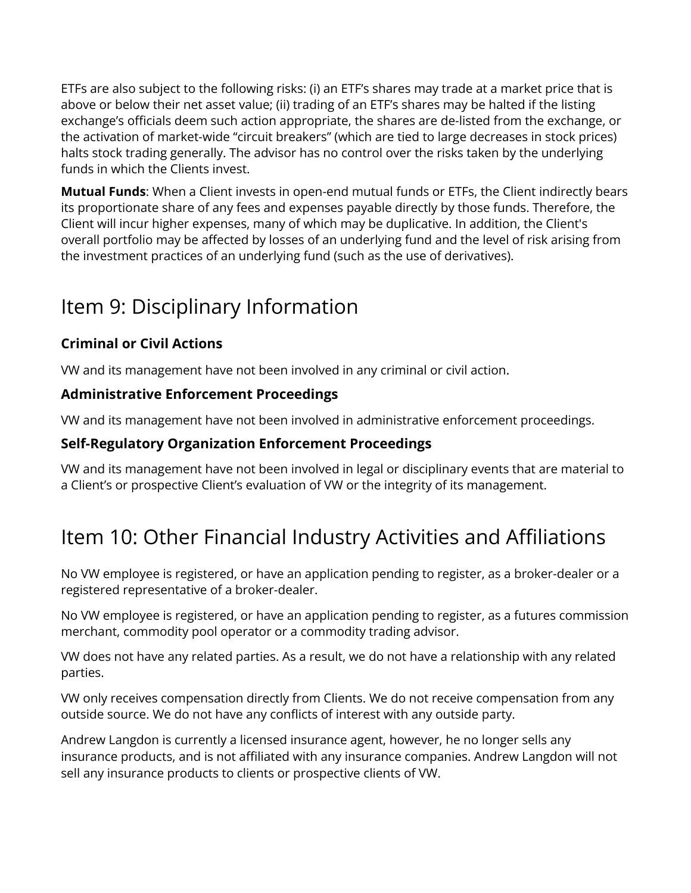ETFs are also subject to the following risks: (i) an ETF's shares may trade at a market price that is above or below their net asset value; (ii) trading of an ETF's shares may be halted if the listing exchange's officials deem such action appropriate, the shares are de-listed from the exchange, or the activation of market-wide "circuit breakers" (which are tied to large decreases in stock prices) halts stock trading generally. The advisor has no control over the risks taken by the underlying funds in which the Clients invest.

**Mutual Funds**: When a Client invests in open-end mutual funds or ETFs, the Client indirectly bears its proportionate share of any fees and expenses payable directly by those funds. Therefore, the Client will incur higher expenses, many of which may be duplicative. In addition, the Client's overall portfolio may be affected by losses of an underlying fund and the level of risk arising from the investment practices of an underlying fund (such as the use of derivatives).

# Item 9: Disciplinary Information

### Criminal or Civil Actions

VW and its management have not been involved in any criminal or civil action.

### Administrative Enforcement Proceedings

VW and its management have not been involved in administrative enforcement proceedings.

### Self-Regulatory Organization Enforcement Proceedings

VW and its management have not been involved in legal or disciplinary events that are material to a Client's or prospective Client's evaluation of VW or the integrity of its management.

# Item 10: Other Financial Industry Activities and Affiliations

No VW employee is registered, or have an application pending to register, as a broker-dealer or a registered representative of a broker-dealer.

No VW employee is registered, or have an application pending to register, as a futures commission merchant, commodity pool operator or a commodity trading advisor.

VW does not have any related parties. As a result, we do not have a relationship with any related parties.

VW only receives compensation directly from Clients. We do not receive compensation from any outside source. We do not have any conflicts of interest with any outside party.

Andrew Langdon is currently a licensed insurance agent, however, he no longer sells any insurance products, and is not affiliated with any insurance companies. Andrew Langdon will not sell any insurance products to clients or prospective clients of VW.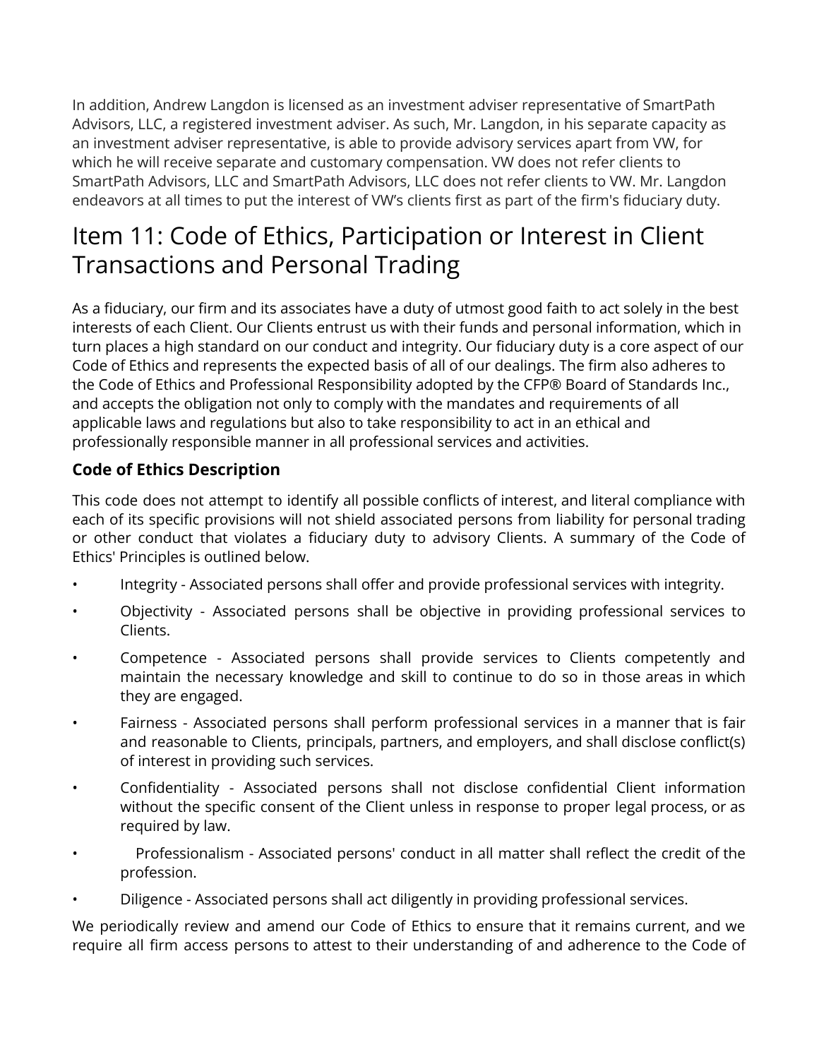In addition, Andrew Langdon is licensed as an investment adviser representative of SmartPath Advisors, LLC, a registered investment adviser. As such, Mr. Langdon, in his separate capacity as an investment adviser representative, is able to provide advisory services apart from VW, for which he will receive separate and customary compensation. VW does not refer clients to SmartPath Advisors, LLC and SmartPath Advisors, LLC does not refer clients to VW. Mr. Langdon endeavors at all times to put the interest of VW's clients first as part of the firm's fiduciary duty.

# Item 11: Code of Ethics, Participation or Interest in Client Transactions and Personal Trading

As a fiduciary, our firm and its associates have a duty of utmost good faith to act solely in the best interests of each Client. Our Clients entrust us with their funds and personal information, which in turn places a high standard on our conduct and integrity. Our fiduciary duty is a core aspect of our Code of Ethics and represents the expected basis of all of our dealings. The firm also adheres to the Code of Ethics and Professional Responsibility adopted by the CFP® Board of Standards Inc., and accepts the obligation not only to comply with the mandates and requirements of all applicable laws and regulations but also to take responsibility to act in an ethical and professionally responsible manner in all professional services and activities.

### Code of Ethics Description

This code does not attempt to identify all possible conflicts of interest, and literal compliance with each of its specific provisions will not shield associated persons from liability for personal trading or other conduct that violates a fiduciary duty to advisory Clients. A summary of the Code of Ethics' Principles is outlined below.

- Integrity - Associated persons shall offer and provide professional services with integrity.
- Objectivity - Associated persons shall be objective in providing professional services to Clients.
- Competence - Associated persons shall provide services to Clients competently and maintain the necessary knowledge and skill to continue to do so in those areas in which they are engaged.
- Fairness - Associated persons shall perform professional services in a manner that is fair and reasonable to Clients, principals, partners, and employers, and shall disclose conflict(s) of interest in providing such services.
- Confidentiality - Associated persons shall not disclose confidential Client information without the specific consent of the Client unless in response to proper legal process, or as required by law.
- Professionalism - Associated persons' conduct in all matter shall reflect the credit of the profession.
- Diligence - Associated persons shall act diligently in providing professional services.

We periodically review and amend our Code of Ethics to ensure that it remains current, and we require all firm access persons to attest to their understanding of and adherence to the Code of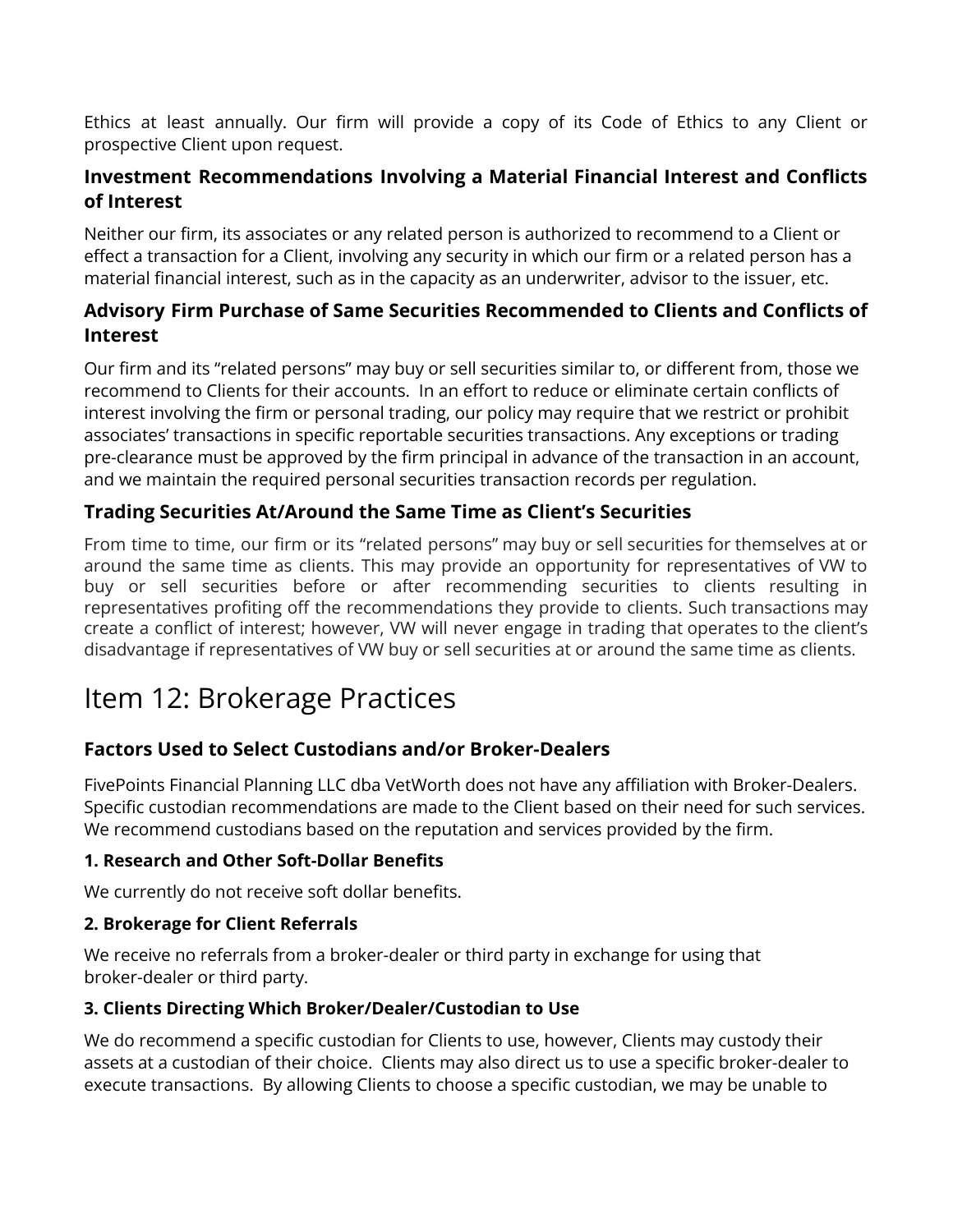Ethics at least annually. Our firm will provide a copy of its Code of Ethics to any Client or prospective Client upon request.

### Investment Recommendations Involving a Material Financial Interest and Conflicts of Interest

Neither our firm, its associates or any related person is authorized to recommend to a Client or effect a transaction for a Client, involving any security in which our firm or a related person has a material financial interest, such as in the capacity as an underwriter, advisor to the issuer, etc.

### Advisory Firm Purchase of Same Securities Recommended to Clients and Conflicts of Interest

Our firm and its "related persons" may buy or sell securities similar to, or different from, those we recommend to Clients for their accounts. In an effort to reduce or eliminate certain conflicts of interest involving the firm or personal trading, our policy may require that we restrict or prohibit associates' transactions in specific reportable securities transactions. Any exceptions or trading pre-clearance must be approved by the firm principal in advance of the transaction in an account, and we maintain the required personal securities transaction records per regulation.

### Trading Securities At/Around the Same Time as Client's Securities

From time to time, our firm or its "related persons" may buy or sell securities for themselves at or around the same time as clients. This may provide an opportunity for representatives of VW to buy or sell securities before or after recommending securities to clients resulting in representatives profiting off the recommendations they provide to clients. Such transactions may create a conflict of interest; however, VW will never engage in trading that operates to the client's disadvantage if representatives of VW buy or sell securities at or around the same time as clients.

# Item 12: Brokerage Practices

### Factors Used to Select Custodians and/or Broker-Dealers

FivePoints Financial Planning LLC dba VetWorth does not have any affiliation with Broker-Dealers. Specific custodian recommendations are made to the Client based on their need for such services. We recommend custodians based on the reputation and services provided by the firm.

#### 1. Research and Other Soft-Dollar Benefits

We currently do not receive soft dollar benefits.

#### 2. Brokerage for Client Referrals

We receive no referrals from a broker-dealer or third party in exchange for using that broker-dealer or third party.

#### 3. Clients Directing Which Broker/Dealer/Custodian to Use

We do recommend a specific custodian for Clients to use, however, Clients may custody their assets at a custodian of their choice. Clients may also direct us to use a specific broker-dealer to execute transactions. By allowing Clients to choose a specific custodian, we may be unable to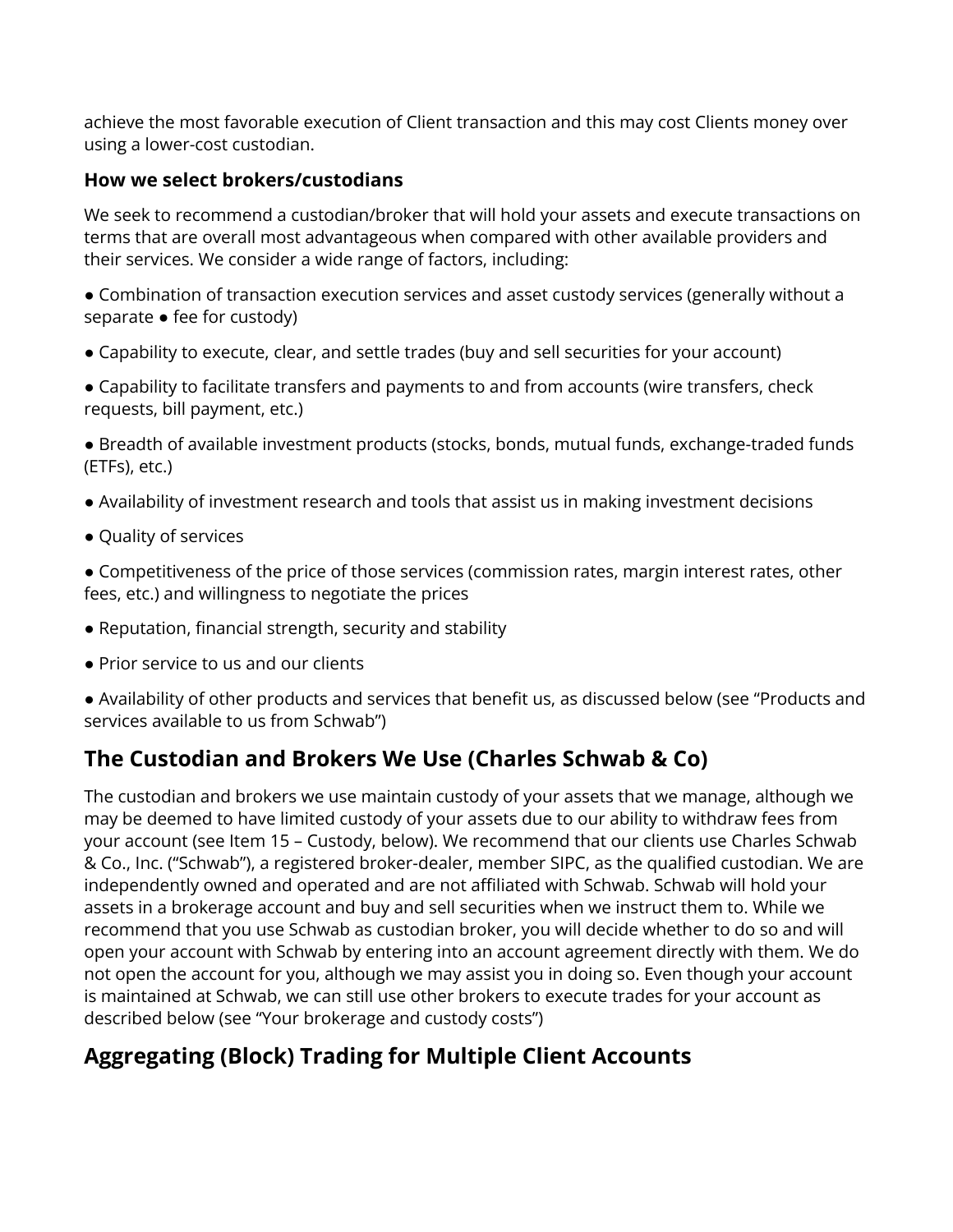achieve the most favorable execution of Client transaction and this may cost Clients money over using a lower-cost custodian.

### How we select brokers/custodians

We seek to recommend a custodian/broker that will hold your assets and execute transactions on terms that are overall most advantageous when compared with other available providers and their services. We consider a wide range of factors, including:

● Combination of transaction execution services and asset custody services (generally without a separate ● fee for custody)

● Capability to execute, clear, and settle trades (buy and sell securities for your account)

● Capability to facilitate transfers and payments to and from accounts (wire transfers, check requests, bill payment, etc.)

● Breadth of available investment products (stocks, bonds, mutual funds, exchange-traded funds (ETFs), etc.)

● Availability of investment research and tools that assist us in making investment decisions

● Quality of services

● Competitiveness of the price of those services (commission rates, margin interest rates, other fees, etc.) and willingness to negotiate the prices

● Reputation, financial strength, security and stability

● Prior service to us and our clients

● Availability of other products and services that benefit us, as discussed below (see "Products and services available to us from Schwab")

## The Custodian and Brokers We Use (Charles Schwab & Co)

The custodian and brokers we use maintain custody of your assets that we manage, although we may be deemed to have limited custody of your assets due to our ability to withdraw fees from your account (see Item 15 – Custody, below). We recommend that our clients use Charles Schwab & Co., Inc. ("Schwab"), a registered broker-dealer, member SIPC, as the qualified custodian. We are independently owned and operated and are not affiliated with Schwab. Schwab will hold your assets in a brokerage account and buy and sell securities when we instruct them to. While we recommend that you use Schwab as custodian broker, you will decide whether to do so and will open your account with Schwab by entering into an account agreement directly with them. We do not open the account for you, although we may assist you in doing so. Even though your account is maintained at Schwab, we can still use other brokers to execute trades for your account as described below (see "Your brokerage and custody costs")

## Aggregating (Block) Trading for Multiple Client Accounts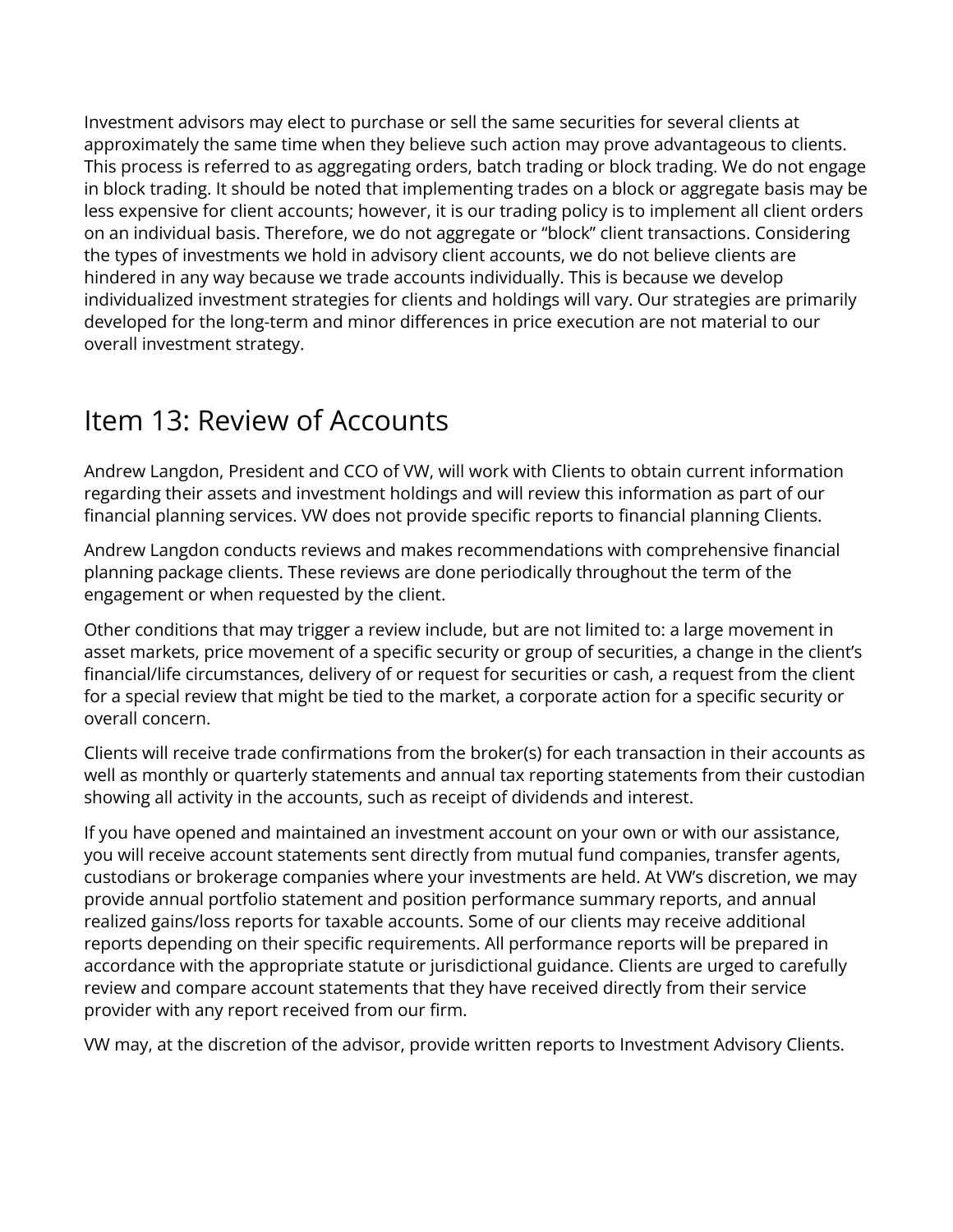Investment advisors may elect to purchase or sell the same securities for several clients at approximately the same time when they believe such action may prove advantageous to clients. This process is referred to as aggregating orders, batch trading or block trading. We do not engage in block trading. It should be noted that implementing trades on a block or aggregate basis may be less expensive for client accounts; however, it is our trading policy is to implement all client orders on an individual basis. Therefore, we do not aggregate or "block" client transactions. Considering the types of investments we hold in advisory client accounts, we do not believe clients are hindered in any way because we trade accounts individually. This is because we develop individualized investment strategies for clients and holdings will vary. Our strategies are primarily developed for the long-term and minor differences in price execution are not material to our overall investment strategy.

# Item 13: Review of Accounts

Andrew Langdon, President and CCO of VW, will work with Clients to obtain current information regarding their assets and investment holdings and will review this information as part of our financial planning services. VW does not provide specific reports to financial planning Clients.

Andrew Langdon conducts reviews and makes recommendations with comprehensive financial planning package clients. These reviews are done periodically throughout the term of the engagement or when requested by the client.

Other conditions that may trigger a review include, but are not limited to: a large movement in asset markets, price movement of a specific security or group of securities, a change in the client's financial/life circumstances, delivery of or request for securities or cash, a request from the client for a special review that might be tied to the market, a corporate action for a specific security or overall concern.

Clients will receive trade confirmations from the broker(s) for each transaction in their accounts as well as monthly or quarterly statements and annual tax reporting statements from their custodian showing all activity in the accounts, such as receipt of dividends and interest.

If you have opened and maintained an investment account on your own or with our assistance, you will receive account statements sent directly from mutual fund companies, transfer agents, custodians or brokerage companies where your investments are held. At VW's discretion, we may provide annual portfolio statement and position performance summary reports, and annual realized gains/loss reports for taxable accounts. Some of our clients may receive additional reports depending on their specific requirements. All performance reports will be prepared in accordance with the appropriate statute or jurisdictional guidance. Clients are urged to carefully review and compare account statements that they have received directly from their service provider with any report received from our firm.

VW may, at the discretion of the advisor, provide written reports to Investment Advisory Clients.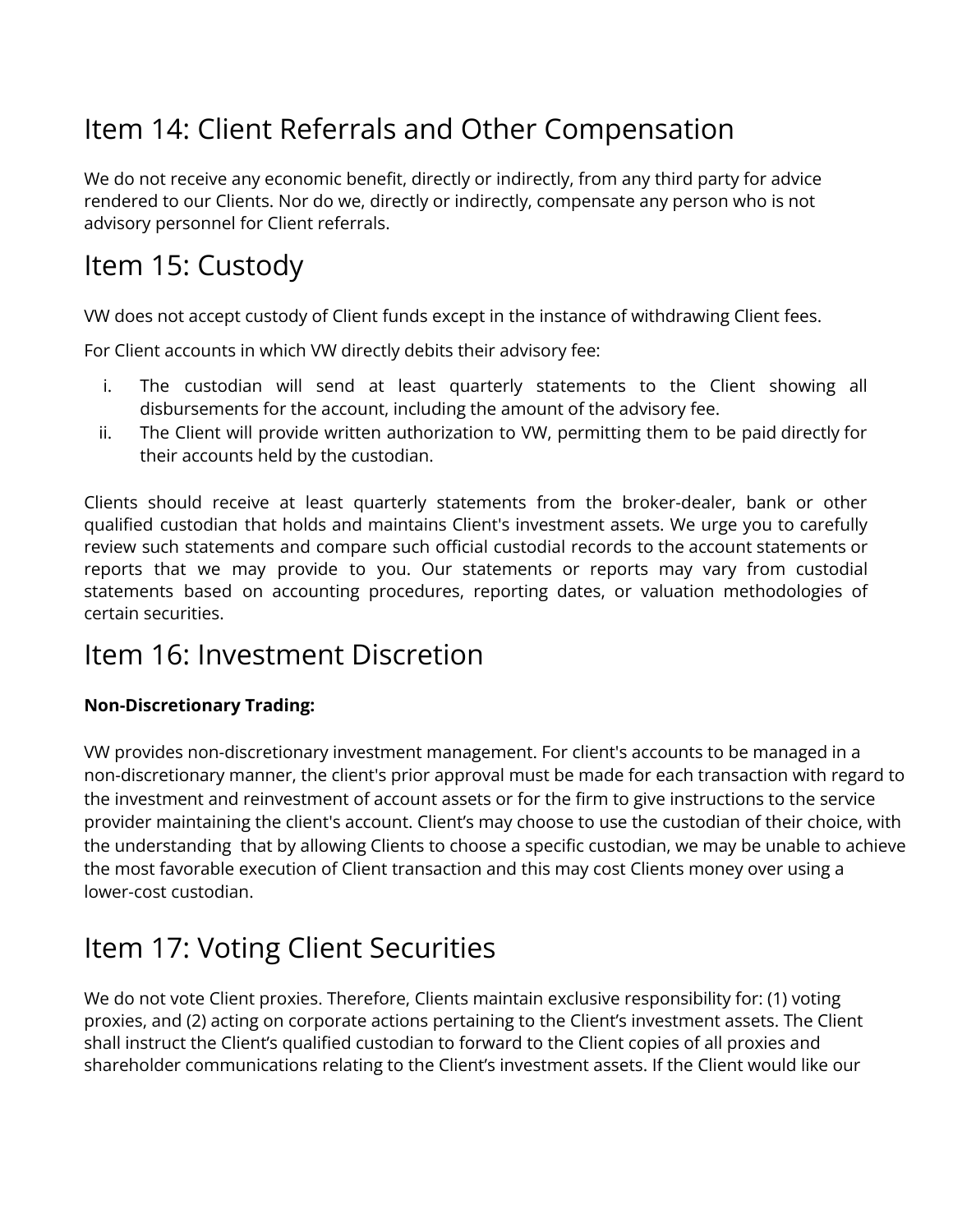## Item 14: Client Referrals and Other Compensation

We do not receive any economic benefit, directly or indirectly, from any third party for advice rendered to our Clients. Nor do we, directly or indirectly, compensate any person who is not advisory personnel for Client referrals.

## Item 15: Custody

VW does not accept custody of Client funds except in the instance of withdrawing Client fees.

For Client accounts in which VW directly debits their advisory fee:

i. The custodian will send at least quarterly statements to the Client showing all disbursements for the account, including the amount of the advisory fee.
ii. The Client will provide written authorization to VW, permitting them to be paid directly for their accounts held by the custodian.

Clients should receive at least quarterly statements from the broker-dealer, bank or other qualified custodian that holds and maintains Client's investment assets. We urge you to carefully review such statements and compare such official custodial records to the account statements or reports that we may provide to you. Our statements or reports may vary from custodial statements based on accounting procedures, reporting dates, or valuation methodologies of certain securities.

## Item 16: Investment Discretion

**Non-Discretionary Trading:**

VW provides non-discretionary investment management. For client's accounts to be managed in a non-discretionary manner, the client's prior approval must be made for each transaction with regard to the investment and reinvestment of account assets or for the firm to give instructions to the service provider maintaining the client's account. Client's may choose to use the custodian of their choice, with the understanding that by allowing Clients to choose a specific custodian, we may be unable to achieve the most favorable execution of Client transaction and this may cost Clients money over using a lower-cost custodian.

## Item 17: Voting Client Securities

We do not vote Client proxies. Therefore, Clients maintain exclusive responsibility for: (1) voting proxies, and (2) acting on corporate actions pertaining to the Client's investment assets. The Client shall instruct the Client's qualified custodian to forward to the Client copies of all proxies and shareholder communications relating to the Client's investment assets. If the Client would like our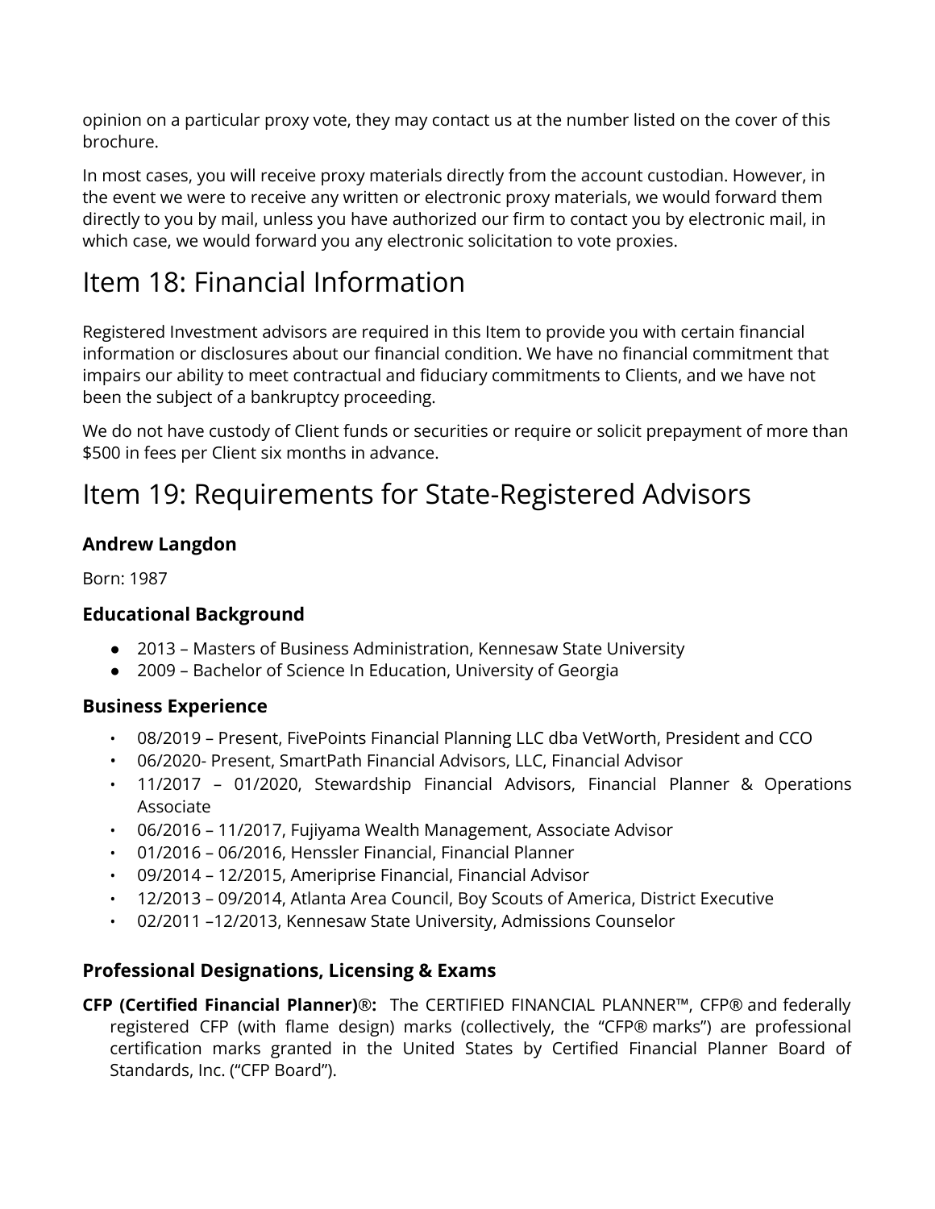opinion on a particular proxy vote, they may contact us at the number listed on the cover of this brochure.

In most cases, you will receive proxy materials directly from the account custodian. However, in the event we were to receive any written or electronic proxy materials, we would forward them directly to you by mail, unless you have authorized our firm to contact you by electronic mail, in which case, we would forward you any electronic solicitation to vote proxies.

# Item 18: Financial Information

Registered Investment advisors are required in this Item to provide you with certain financial information or disclosures about our financial condition. We have no financial commitment that impairs our ability to meet contractual and fiduciary commitments to Clients, and we have not been the subject of a bankruptcy proceeding.

We do not have custody of Client funds or securities or require or solicit prepayment of more than $500 in fees per Client six months in advance.

# Item 19: Requirements for State-Registered Advisors

### Andrew Langdon

Born: 1987

### Educational Background

- 2013 – Masters of Business Administration, Kennesaw State University
- 2009 – Bachelor of Science In Education, University of Georgia

### Business Experience

- 08/2019 – Present, FivePoints Financial Planning LLC dba VetWorth, President and CCO
- 06/2020- Present, SmartPath Financial Advisors, LLC, Financial Advisor
- 11/2017 – 01/2020, Stewardship Financial Advisors, Financial Planner & Operations Associate
- 06/2016 – 11/2017, Fujiyama Wealth Management, Associate Advisor
- 01/2016 – 06/2016, Henssler Financial, Financial Planner
- 09/2014 – 12/2015, Ameriprise Financial, Financial Advisor
- 12/2013 – 09/2014, Atlanta Area Council, Boy Scouts of America, District Executive
- 02/2011 –12/2013, Kennesaw State University, Admissions Counselor

### Professional Designations, Licensing & Exams

**CFP (Certified Financial Planner)®:** The CERTIFIED FINANCIAL PLANNER™, CFP® and federally registered CFP (with flame design) marks (collectively, the "CFP® marks") are professional certification marks granted in the United States by Certified Financial Planner Board of Standards, Inc. ("CFP Board").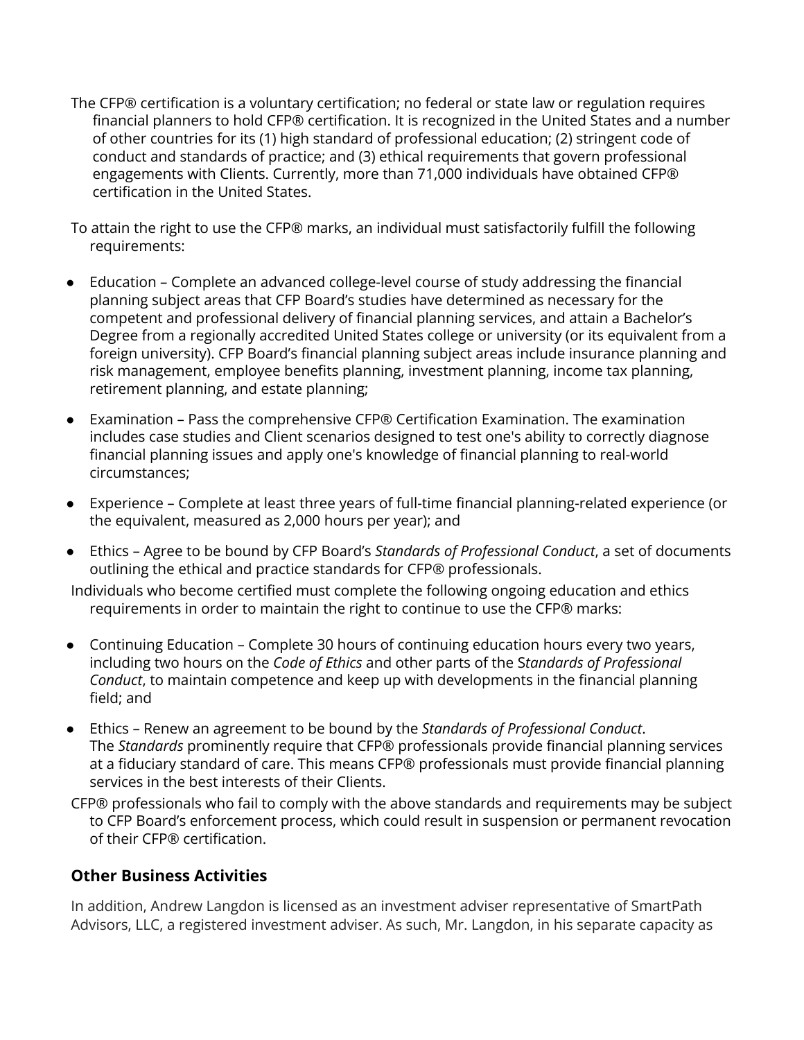The CFP® certification is a voluntary certification; no federal or state law or regulation requires financial planners to hold CFP® certification. It is recognized in the United States and a number of other countries for its (1) high standard of professional education; (2) stringent code of conduct and standards of practice; and (3) ethical requirements that govern professional engagements with Clients. Currently, more than 71,000 individuals have obtained CFP® certification in the United States.

To attain the right to use the CFP® marks, an individual must satisfactorily fulfill the following requirements:

- Education – Complete an advanced college-level course of study addressing the financial planning subject areas that CFP Board's studies have determined as necessary for the competent and professional delivery of financial planning services, and attain a Bachelor's Degree from a regionally accredited United States college or university (or its equivalent from a foreign university). CFP Board's financial planning subject areas include insurance planning and risk management, employee benefits planning, investment planning, income tax planning, retirement planning, and estate planning;
- Examination – Pass the comprehensive CFP® Certification Examination. The examination includes case studies and Client scenarios designed to test one's ability to correctly diagnose financial planning issues and apply one's knowledge of financial planning to real-world circumstances;
- Experience – Complete at least three years of full-time financial planning-related experience (or the equivalent, measured as 2,000 hours per year); and
- Ethics – Agree to be bound by CFP Board's *Standards of Professional Conduct*, a set of documents outlining the ethical and practice standards for CFP® professionals.

Individuals who become certified must complete the following ongoing education and ethics requirements in order to maintain the right to continue to use the CFP® marks:

- Continuing Education – Complete 30 hours of continuing education hours every two years, including two hours on the *Code of Ethics* and other parts of the S*tandards of Professional Conduct*, to maintain competence and keep up with developments in the financial planning field; and
- Ethics – Renew an agreement to be bound by the *Standards of Professional Conduct*. The *Standards* prominently require that CFP® professionals provide financial planning services at a fiduciary standard of care. This means CFP® professionals must provide financial planning services in the best interests of their Clients.

CFP® professionals who fail to comply with the above standards and requirements may be subject to CFP Board's enforcement process, which could result in suspension or permanent revocation of their CFP® certification.

## Other Business Activities

In addition, Andrew Langdon is licensed as an investment adviser representative of SmartPath Advisors, LLC, a registered investment adviser. As such, Mr. Langdon, in his separate capacity as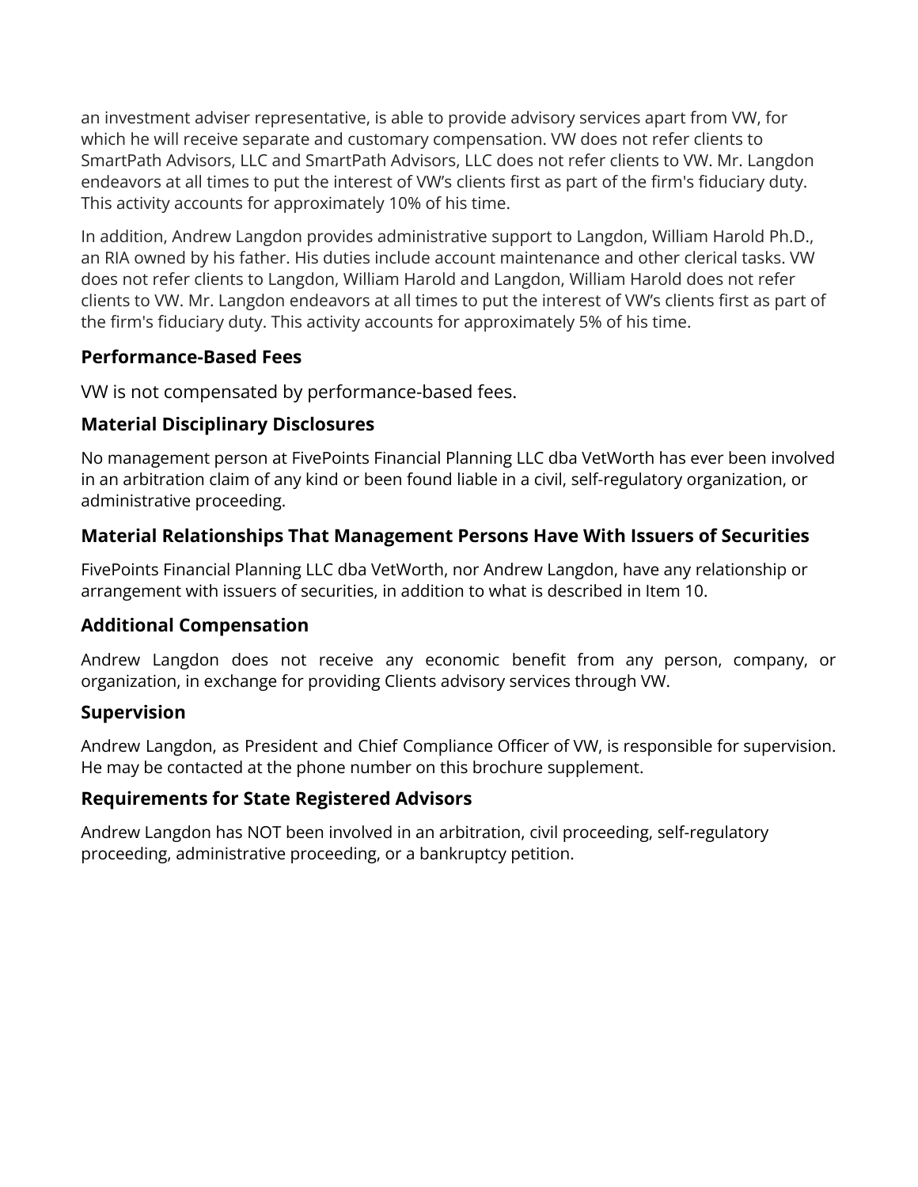an investment adviser representative, is able to provide advisory services apart from VW, for which he will receive separate and customary compensation. VW does not refer clients to SmartPath Advisors, LLC and SmartPath Advisors, LLC does not refer clients to VW. Mr. Langdon endeavors at all times to put the interest of VW's clients first as part of the firm's fiduciary duty. This activity accounts for approximately 10% of his time.

In addition, Andrew Langdon provides administrative support to Langdon, William Harold Ph.D., an RIA owned by his father. His duties include account maintenance and other clerical tasks. VW does not refer clients to Langdon, William Harold and Langdon, William Harold does not refer clients to VW. Mr. Langdon endeavors at all times to put the interest of VW's clients first as part of the firm's fiduciary duty. This activity accounts for approximately 5% of his time.

### Performance-Based Fees

VW is not compensated by performance-based fees.

### Material Disciplinary Disclosures

No management person at FivePoints Financial Planning LLC dba VetWorth has ever been involved in an arbitration claim of any kind or been found liable in a civil, self-regulatory organization, or administrative proceeding.

### Material Relationships That Management Persons Have With Issuers of Securities

FivePoints Financial Planning LLC dba VetWorth, nor Andrew Langdon, have any relationship or arrangement with issuers of securities, in addition to what is described in Item 10.

### Additional Compensation

Andrew Langdon does not receive any economic benefit from any person, company, or organization, in exchange for providing Clients advisory services through VW.

### Supervision

Andrew Langdon, as President and Chief Compliance Officer of VW, is responsible for supervision. He may be contacted at the phone number on this brochure supplement.

### Requirements for State Registered Advisors

Andrew Langdon has NOT been involved in an arbitration, civil proceeding, self-regulatory proceeding, administrative proceeding, or a bankruptcy petition.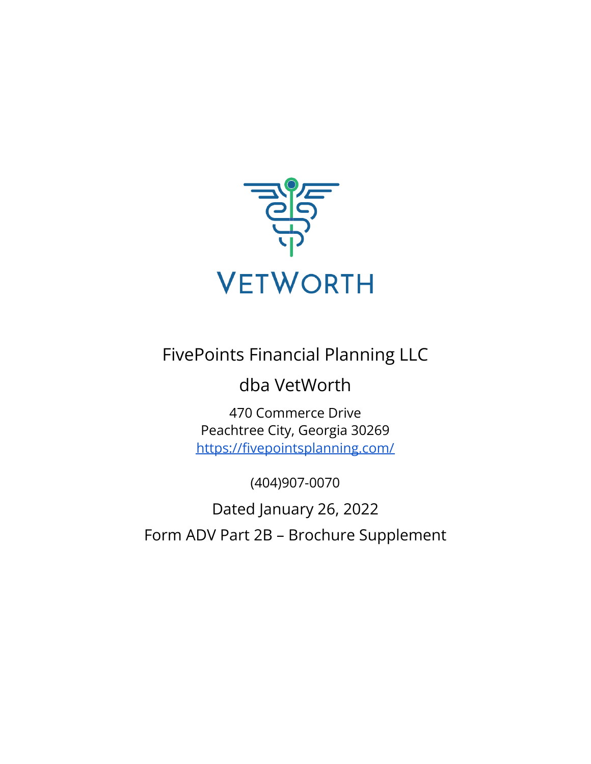VetWorth

FivePoints Financial Planning LLC

dba VetWorth

470 Commerce Drive
Peachtree City, Georgia 30269
https://fivepointsplanning.com/

(404)907-0070

Dated January 26, 2022

Form ADV Part 2B – Brochure Supplement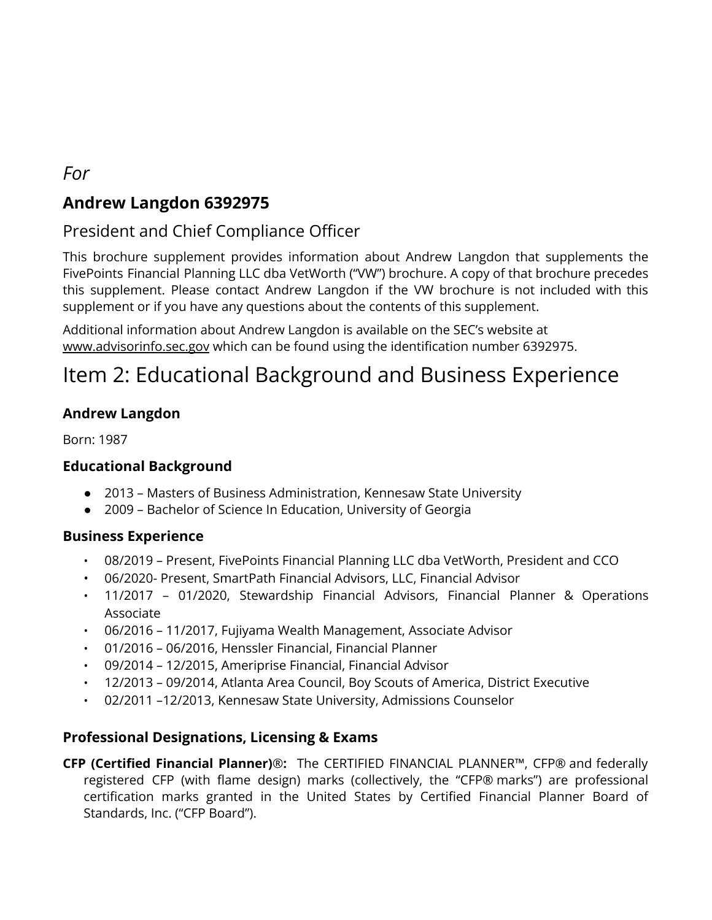*For*

## Andrew Langdon 6392975

### President and Chief Compliance Officer

This brochure supplement provides information about Andrew Langdon that supplements the FivePoints Financial Planning LLC dba VetWorth ("VW") brochure. A copy of that brochure precedes this supplement. Please contact Andrew Langdon if the VW brochure is not included with this supplement or if you have any questions about the contents of this supplement.

Additional information about Andrew Langdon is available on the SEC's website at www.advisorinfo.sec.gov which can be found using the identification number 6392975.

# Item 2: Educational Background and Business Experience

### Andrew Langdon

Born: 1987

### Educational Background

- 2013 – Masters of Business Administration, Kennesaw State University
- 2009 – Bachelor of Science In Education, University of Georgia

### Business Experience

- 08/2019 – Present, FivePoints Financial Planning LLC dba VetWorth, President and CCO
- 06/2020- Present, SmartPath Financial Advisors, LLC, Financial Advisor
- 11/2017 – 01/2020, Stewardship Financial Advisors, Financial Planner & Operations Associate
- 06/2016 – 11/2017, Fujiyama Wealth Management, Associate Advisor
- 01/2016 – 06/2016, Henssler Financial, Financial Planner
- 09/2014 – 12/2015, Ameriprise Financial, Financial Advisor
- 12/2013 – 09/2014, Atlanta Area Council, Boy Scouts of America, District Executive
- 02/2011 –12/2013, Kennesaw State University, Admissions Counselor

### Professional Designations, Licensing & Exams

**CFP (Certified Financial Planner)®:** The CERTIFIED FINANCIAL PLANNER™, CFP® and federally registered CFP (with flame design) marks (collectively, the "CFP® marks") are professional certification marks granted in the United States by Certified Financial Planner Board of Standards, Inc. ("CFP Board").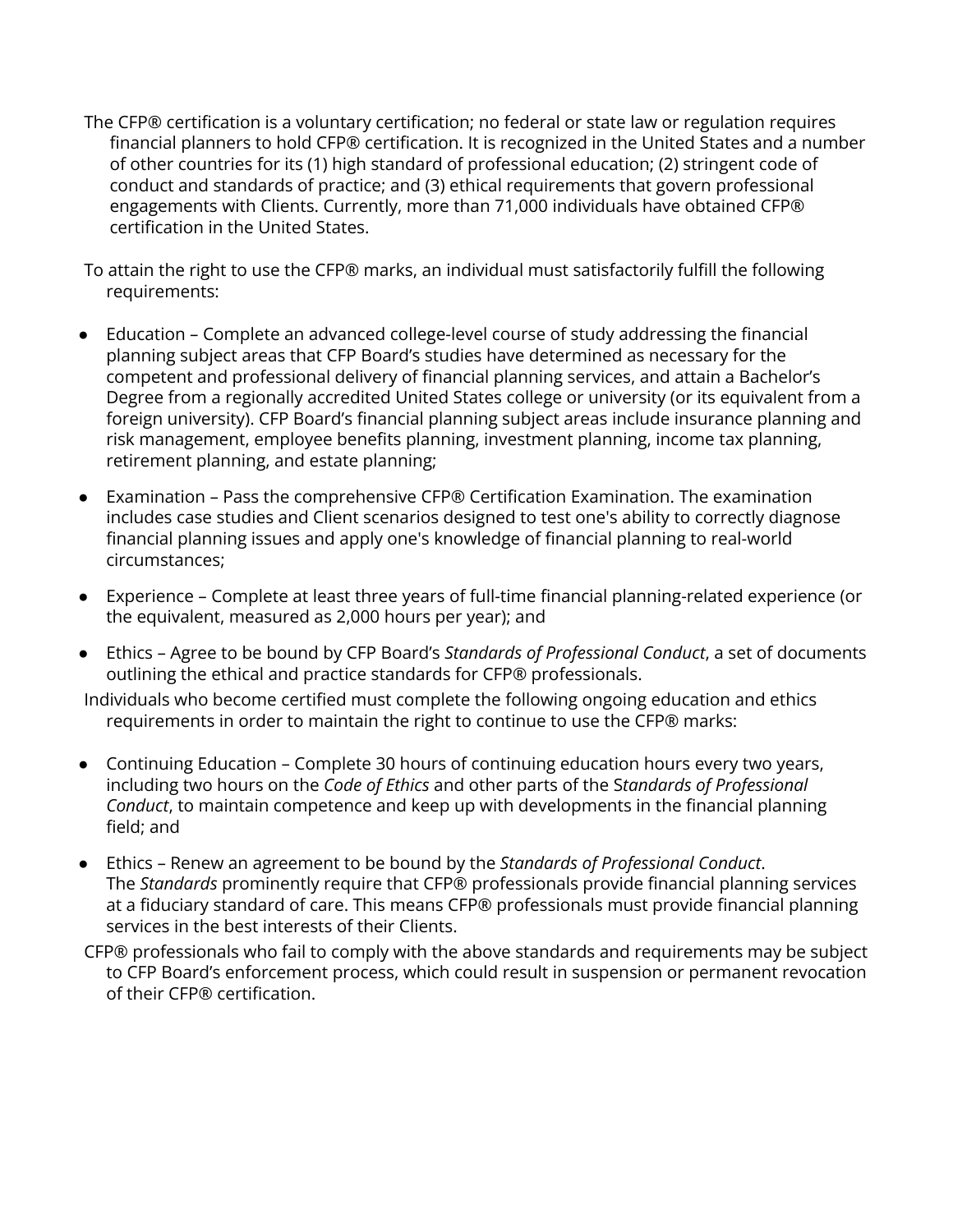The CFP® certification is a voluntary certification; no federal or state law or regulation requires financial planners to hold CFP® certification. It is recognized in the United States and a number of other countries for its (1) high standard of professional education; (2) stringent code of conduct and standards of practice; and (3) ethical requirements that govern professional engagements with Clients. Currently, more than 71,000 individuals have obtained CFP® certification in the United States.

To attain the right to use the CFP® marks, an individual must satisfactorily fulfill the following requirements:

- Education – Complete an advanced college-level course of study addressing the financial planning subject areas that CFP Board's studies have determined as necessary for the competent and professional delivery of financial planning services, and attain a Bachelor's Degree from a regionally accredited United States college or university (or its equivalent from a foreign university). CFP Board's financial planning subject areas include insurance planning and risk management, employee benefits planning, investment planning, income tax planning, retirement planning, and estate planning;
- Examination – Pass the comprehensive CFP® Certification Examination. The examination includes case studies and Client scenarios designed to test one's ability to correctly diagnose financial planning issues and apply one's knowledge of financial planning to real-world circumstances;
- Experience – Complete at least three years of full-time financial planning-related experience (or the equivalent, measured as 2,000 hours per year); and
- Ethics – Agree to be bound by CFP Board's *Standards of Professional Conduct*, a set of documents outlining the ethical and practice standards for CFP® professionals.

Individuals who become certified must complete the following ongoing education and ethics requirements in order to maintain the right to continue to use the CFP® marks:

- Continuing Education – Complete 30 hours of continuing education hours every two years, including two hours on the *Code of Ethics* and other parts of the S*tandards of Professional Conduct*, to maintain competence and keep up with developments in the financial planning field; and
- Ethics – Renew an agreement to be bound by the *Standards of Professional Conduct*. The *Standards* prominently require that CFP® professionals provide financial planning services at a fiduciary standard of care. This means CFP® professionals must provide financial planning services in the best interests of their Clients.

CFP® professionals who fail to comply with the above standards and requirements may be subject to CFP Board's enforcement process, which could result in suspension or permanent revocation of their CFP® certification.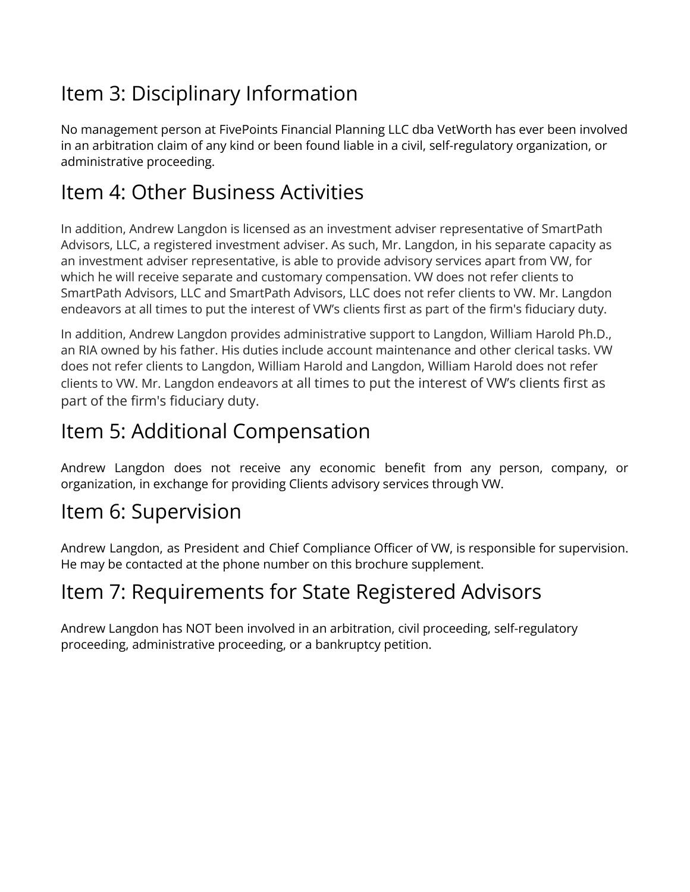## Item 3: Disciplinary Information

No management person at FivePoints Financial Planning LLC dba VetWorth has ever been involved in an arbitration claim of any kind or been found liable in a civil, self-regulatory organization, or administrative proceeding.

## Item 4: Other Business Activities

In addition, Andrew Langdon is licensed as an investment adviser representative of SmartPath Advisors, LLC, a registered investment adviser. As such, Mr. Langdon, in his separate capacity as an investment adviser representative, is able to provide advisory services apart from VW, for which he will receive separate and customary compensation. VW does not refer clients to SmartPath Advisors, LLC and SmartPath Advisors, LLC does not refer clients to VW. Mr. Langdon endeavors at all times to put the interest of VW's clients first as part of the firm's fiduciary duty.

In addition, Andrew Langdon provides administrative support to Langdon, William Harold Ph.D., an RIA owned by his father. His duties include account maintenance and other clerical tasks. VW does not refer clients to Langdon, William Harold and Langdon, William Harold does not refer clients to VW. Mr. Langdon endeavors at all times to put the interest of VW's clients first as part of the firm's fiduciary duty.

## Item 5: Additional Compensation

Andrew Langdon does not receive any economic benefit from any person, company, or organization, in exchange for providing Clients advisory services through VW.

## Item 6: Supervision

Andrew Langdon, as President and Chief Compliance Officer of VW, is responsible for supervision. He may be contacted at the phone number on this brochure supplement.

## Item 7: Requirements for State Registered Advisors

Andrew Langdon has NOT been involved in an arbitration, civil proceeding, self-regulatory proceeding, administrative proceeding, or a bankruptcy petition.